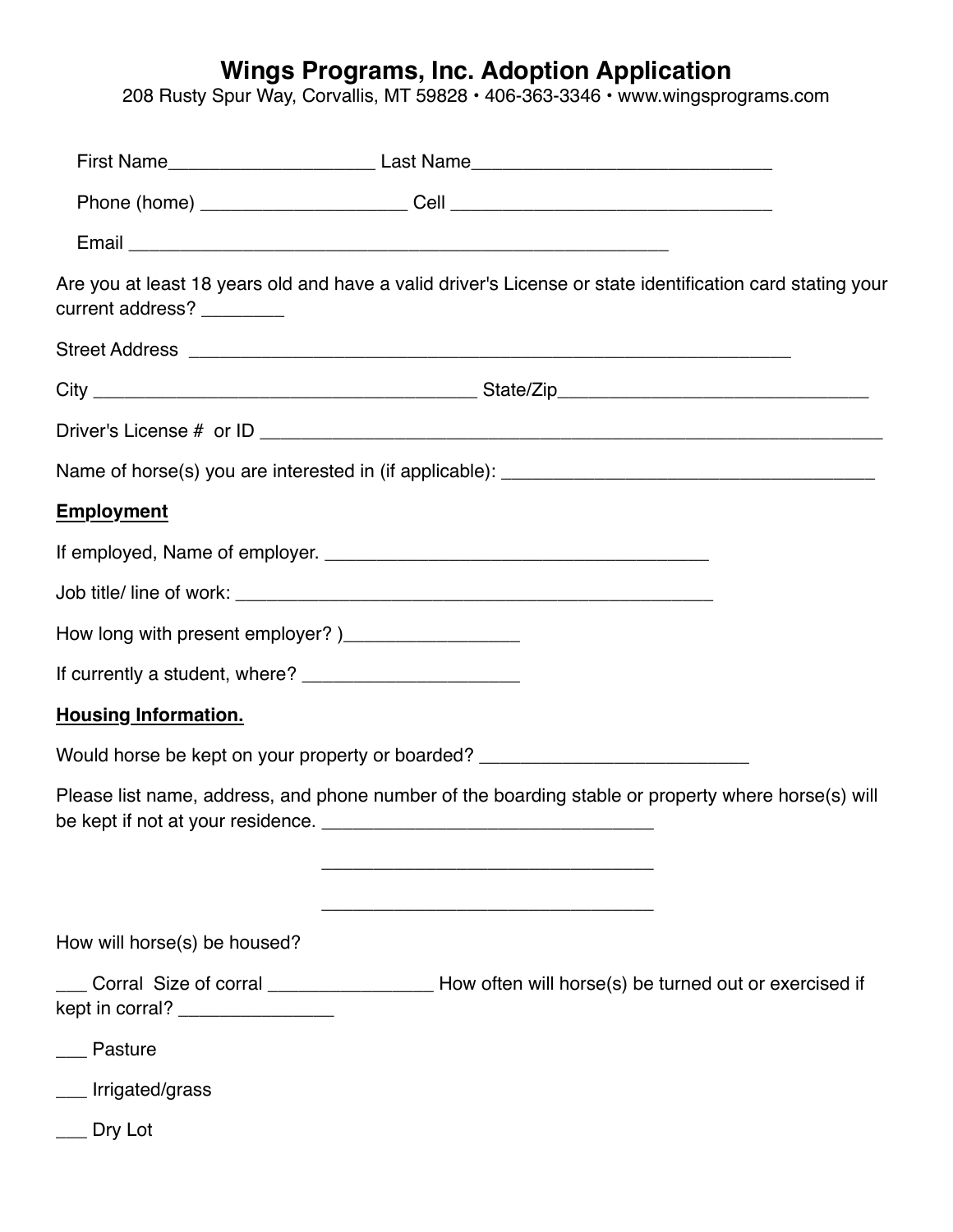# Wings Programs, Inc. Adoption Application

208 Rusty Spur Way, Corvallis, MT 59828 • 406-363-3346 • www.wingsprograms.com

First Name____________________ Last Name_____________________________

Phone (home) ____________________ Cell _______________________________

Email ___________________________________________________

Are you at least 18 years old and have a valid driver's License or state identification card stating your current address? ________

Street Address _____________________________________________________________

City _____________________________________ State/Zip______________________________

Driver's License # or ID ___________________________________________________________

Name of horse(s) you are interested in (if applicable): ____________________________________

**Employment**

If employed, Name of employer. _____________________________________

Job title/ line of work: _____________________________________________

How long with present employer? )_________________

If currently a student, where? _____________________

**Housing Information.**

Would horse be kept on your property or boarded? __________________________

Please list name, address, and phone number of the boarding stable or property where horse(s) will be kept if not at your residence. ________________________________

________________________________

________________________________

How will horse(s) be housed?

___ Corral Size of corral ________________ How often will horse(s) be turned out or exercised if kept in corral? _______________

___ Pasture

___ Irrigated/grass

___ Dry Lot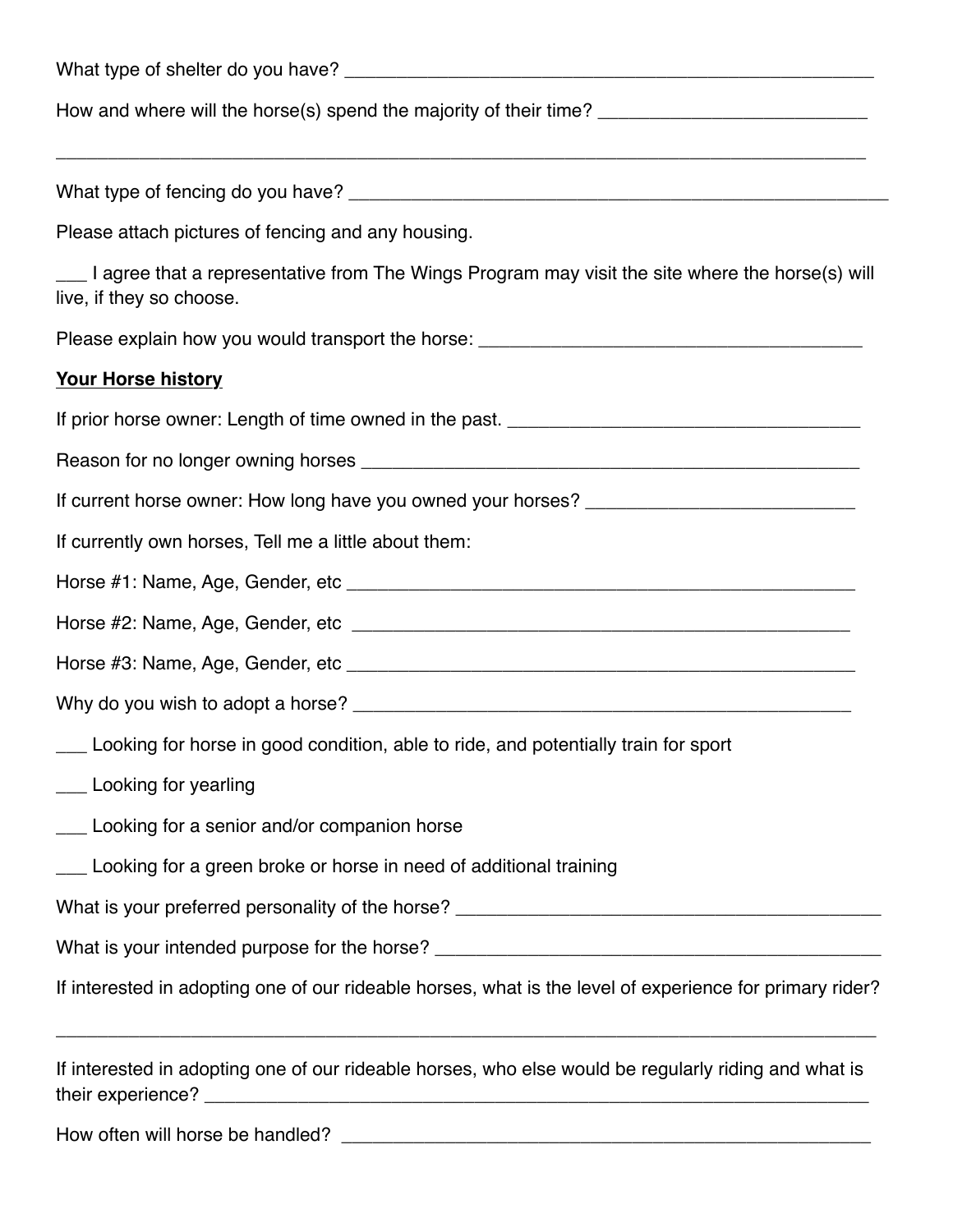What type of shelter do you have? ______________________________________________________

How and where will the horse(s) spend the majority of their time? ___________________________

_______________________________________________________________________________

What type of fencing do you have? ______________________________________________________

Please attach pictures of fencing and any housing.

___ I agree that a representative from The Wings Program may visit the site where the horse(s) will live, if they so choose.

Please explain how you would transport the horse: _______________________________________

**<u>Your Horse history</u>**

If prior horse owner: Length of time owned in the past. ____________________________________

Reason for no longer owning horses ____________________________________________________

If current horse owner: How long have you owned your horses? ___________________________

If currently own horses, Tell me a little about them:

Horse #1: Name, Age, Gender, etc ____________________________________________________

Horse #2: Name, Age, Gender, etc ____________________________________________________

Horse #3: Name, Age, Gender, etc ____________________________________________________

Why do you wish to adopt a horse? ____________________________________________________

___ Looking for horse in good condition, able to ride, and potentially train for sport

___ Looking for yearling

___ Looking for a senior and/or companion horse

___ Looking for a green broke or horse in need of additional training

What is your preferred personality of the horse? __________________________________________

What is your intended purpose for the horse? _____________________________________________

If interested in adopting one of our rideable horses, what is the level of experience for primary rider?

_______________________________________________________________________________

If interested in adopting one of our rideable horses, who else would be regularly riding and what is their experience? ______________________________________________________________

How often will horse be handled? ______________________________________________________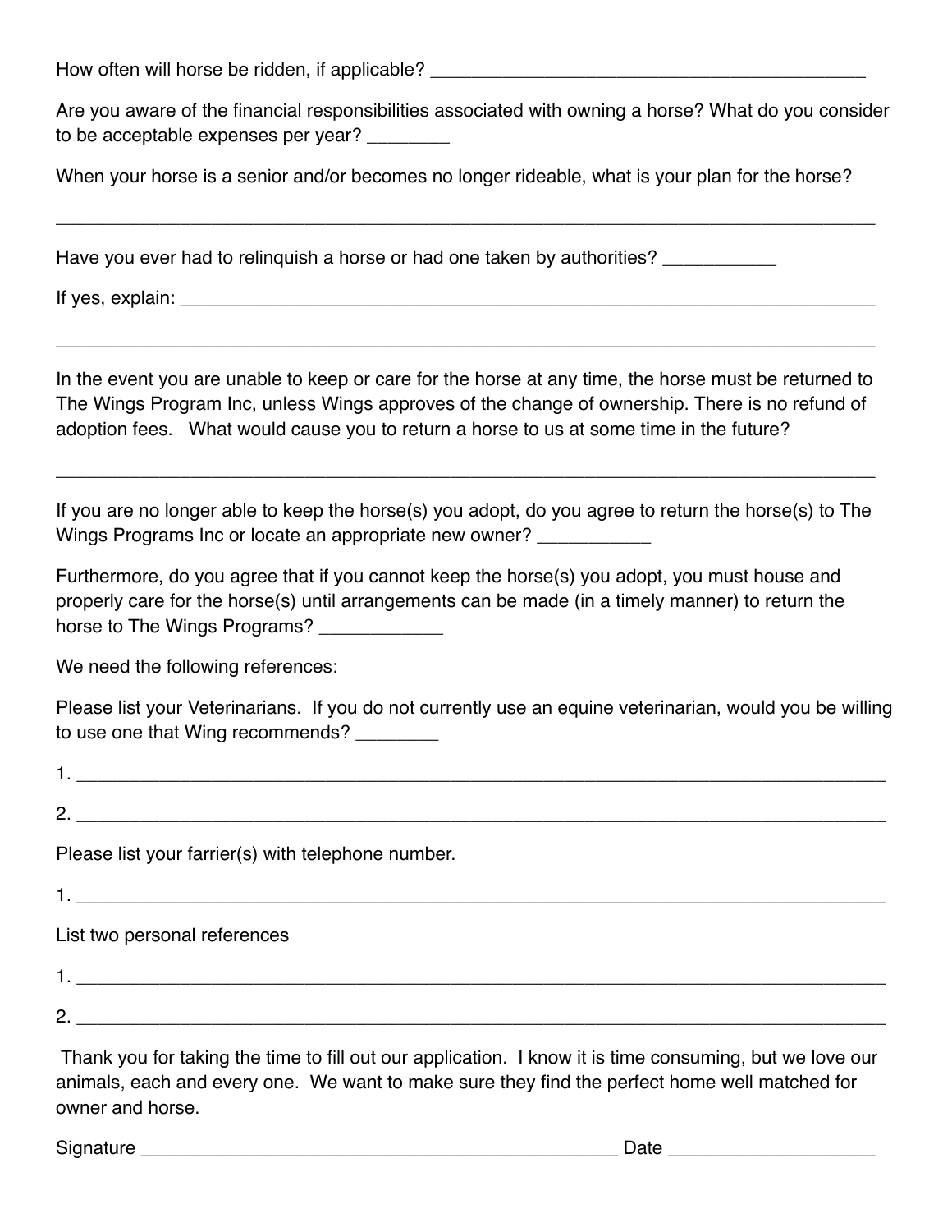How often will horse be ridden, if applicable? ___________________________________________

Are you aware of the financial responsibilities associated with owning a horse? What do you consider to be acceptable expenses per year? ________

When your horse is a senior and/or becomes no longer rideable, what is your plan for the horse?

_________________________________________________________________________________

Have you ever had to relinquish a horse or had one taken by authorities? ___________

If yes, explain: _________________________________________________________________

_________________________________________________________________________________

In the event you are unable to keep or care for the horse at any time, the horse must be returned to The Wings Program Inc, unless Wings approves of the change of ownership. There is no refund of adoption fees. What would cause you to return a horse to us at some time in the future?

_________________________________________________________________________________

If you are no longer able to keep the horse(s) you adopt, do you agree to return the horse(s) to The Wings Programs Inc or locate an appropriate new owner? ___________

Furthermore, do you agree that if you cannot keep the horse(s) you adopt, you must house and properly care for the horse(s) until arrangements can be made (in a timely manner) to return the horse to The Wings Programs? ____________

We need the following references:

Please list your Veterinarians. If you do not currently use an equine veterinarian, would you be willing to use one that Wing recommends? ________

1. _______________________________________________________________________________

2. _______________________________________________________________________________

Please list your farrier(s) with telephone number.

1. _______________________________________________________________________________

List two personal references

1. _______________________________________________________________________________

2. _______________________________________________________________________________

Thank you for taking the time to fill out our application. I know it is time consuming, but we love our animals, each and every one. We want to make sure they find the perfect home well matched for owner and horse.

Signature _______________________________________________ Date ____________________